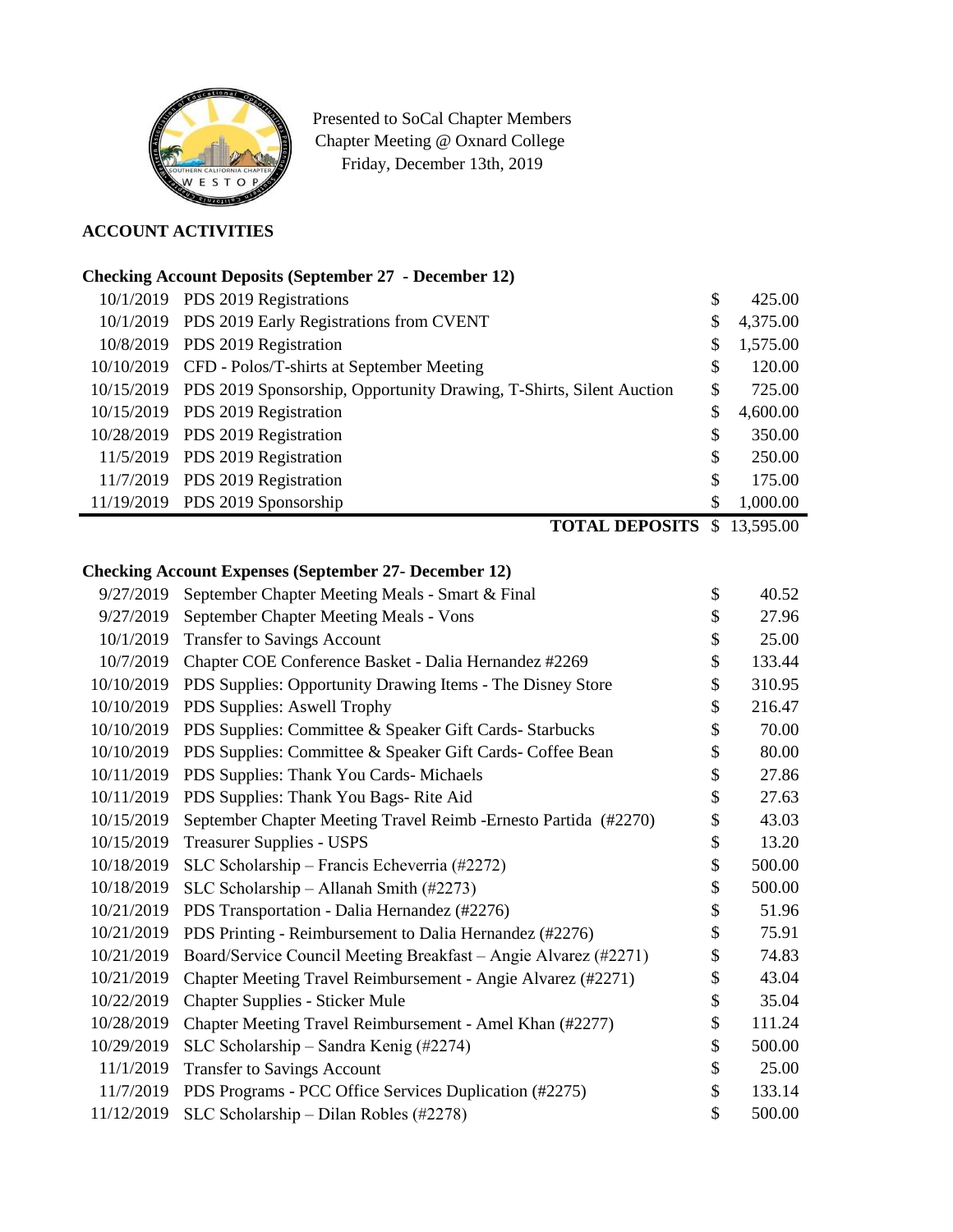Presented to SoCal Chapter Members
Chapter Meeting @ Oxnard College
Friday, December 13th, 2019

## ACCOUNT ACTIVITIES

### Checking Account Deposits (September 27 - December 12)

| Date | Description | | Amount |
|---|---|---|---|
| 10/1/2019 | PDS 2019 Registrations | $ | 425.00 |
| 10/1/2019 | PDS 2019 Early Registrations from CVENT | $ | 4,375.00 |
| 10/8/2019 | PDS 2019 Registration | $ | 1,575.00 |
| 10/10/2019 | CFD - Polos/T-shirts at September Meeting | $ | 120.00 |
| 10/15/2019 | PDS 2019 Sponsorship, Opportunity Drawing, T-Shirts, Silent Auction | $ | 725.00 |
| 10/15/2019 | PDS 2019 Registration | $ | 4,600.00 |
| 10/28/2019 | PDS 2019 Registration | $ | 350.00 |
| 11/5/2019 | PDS 2019 Registration | $ | 250.00 |
| 11/7/2019 | PDS 2019 Registration | $ | 175.00 |
| 11/19/2019 | PDS 2019 Sponsorship | $ | 1,000.00 |
| | **TOTAL DEPOSITS** | $ | 13,595.00 |

### Checking Account Expenses (September 27- December 12)

| Date | Description | | Amount |
|---|---|---|---|
| 9/27/2019 | September Chapter Meeting Meals - Smart & Final | $ | 40.52 |
| 9/27/2019 | September Chapter Meeting Meals - Vons | $ | 27.96 |
| 10/1/2019 | Transfer to Savings Account | $ | 25.00 |
| 10/7/2019 | Chapter COE Conference Basket - Dalia Hernandez #2269 | $ | 133.44 |
| 10/10/2019 | PDS Supplies: Opportunity Drawing Items - The Disney Store | $ | 310.95 |
| 10/10/2019 | PDS Supplies: Aswell Trophy | $ | 216.47 |
| 10/10/2019 | PDS Supplies: Committee & Speaker Gift Cards- Starbucks | $ | 70.00 |
| 10/10/2019 | PDS Supplies: Committee & Speaker Gift Cards- Coffee Bean | $ | 80.00 |
| 10/11/2019 | PDS Supplies: Thank You Cards- Michaels | $ | 27.86 |
| 10/11/2019 | PDS Supplies: Thank You Bags- Rite Aid | $ | 27.63 |
| 10/15/2019 | September Chapter Meeting Travel Reimb -Ernesto Partida (#2270) | $ | 43.03 |
| 10/15/2019 | Treasurer Supplies - USPS | $ | 13.20 |
| 10/18/2019 | SLC Scholarship – Francis Echeverria (#2272) | $ | 500.00 |
| 10/18/2019 | SLC Scholarship – Allanah Smith (#2273) | $ | 500.00 |
| 10/21/2019 | PDS Transportation - Dalia Hernandez (#2276) | $ | 51.96 |
| 10/21/2019 | PDS Printing - Reimbursement to Dalia Hernandez (#2276) | $ | 75.91 |
| 10/21/2019 | Board/Service Council Meeting Breakfast – Angie Alvarez (#2271) | $ | 74.83 |
| 10/21/2019 | Chapter Meeting Travel Reimbursement - Angie Alvarez (#2271) | $ | 43.04 |
| 10/22/2019 | Chapter Supplies - Sticker Mule | $ | 35.04 |
| 10/28/2019 | Chapter Meeting Travel Reimbursement - Amel Khan (#2277) | $ | 111.24 |
| 10/29/2019 | SLC Scholarship – Sandra Kenig (#2274) | $ | 500.00 |
| 11/1/2019 | Transfer to Savings Account | $ | 25.00 |
| 11/7/2019 | PDS Programs - PCC Office Services Duplication (#2275) | $ | 133.14 |
| 11/12/2019 | SLC Scholarship – Dilan Robles (#2278) | $ | 500.00 |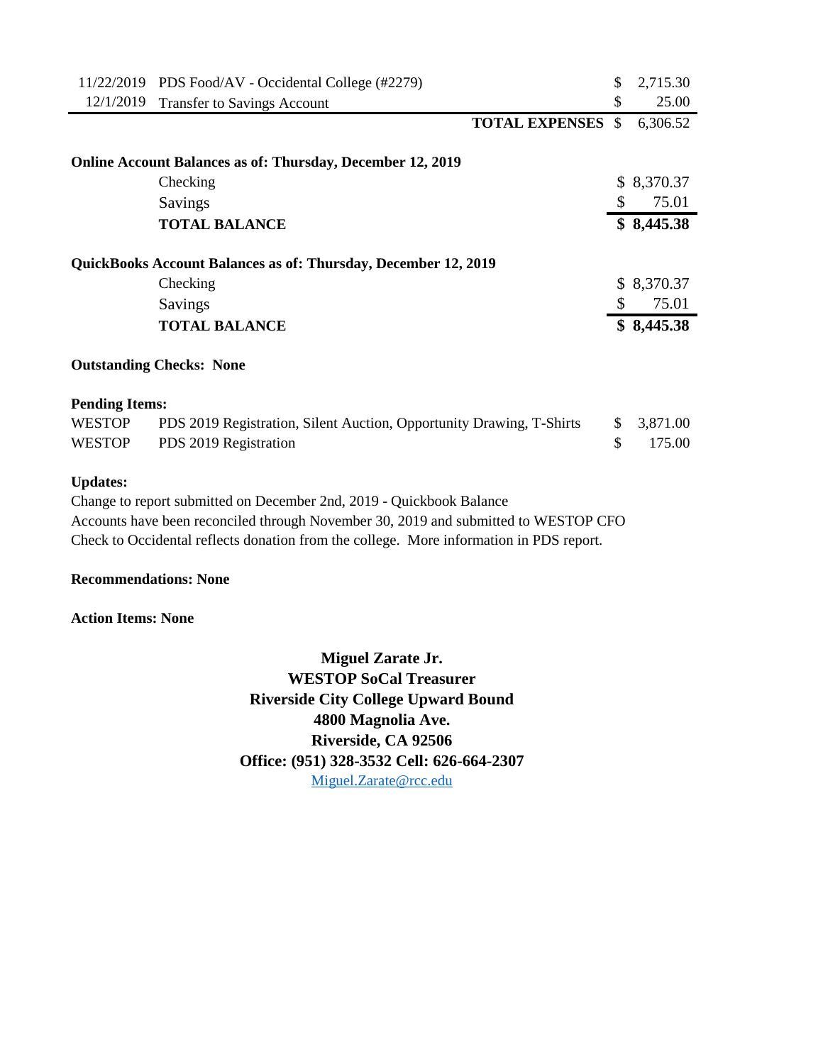| | | |
|---|---|---|
| 11/22/2019 | PDS Food/AV - Occidental College (#2279) | $ 2,715.30 |
| 12/1/2019 | Transfer to Savings Account | $ 25.00 |
| | **TOTAL EXPENSES** | $ 6,306.52 |

**Online Account Balances as of: Thursday, December 12, 2019**

| | |
|---|---|
| Checking | $ 8,370.37 |
| Savings | $ 75.01 |
| **TOTAL BALANCE** | **$ 8,445.38** |

**QuickBooks Account Balances as of: Thursday, December 12, 2019**

| | |
|---|---|
| Checking | $ 8,370.37 |
| Savings | $ 75.01 |
| **TOTAL BALANCE** | **$ 8,445.38** |

**Outstanding Checks: None**

**Pending Items:**

| | | |
|---|---|---|
| WESTOP | PDS 2019 Registration, Silent Auction, Opportunity Drawing, T-Shirts | $ 3,871.00 |
| WESTOP | PDS 2019 Registration | $ 175.00 |

**Updates:**

Change to report submitted on December 2nd, 2019 - Quickbook Balance

Accounts have been reconciled through November 30, 2019 and submitted to WESTOP CFO

Check to Occidental reflects donation from the college. More information in PDS report.

**Recommendations: None**

**Action Items: None**

**Miguel Zarate Jr.**
**WESTOP SoCal Treasurer**
**Riverside City College Upward Bound**
**4800 Magnolia Ave.**
**Riverside, CA 92506**
**Office: (951) 328-3532 Cell: 626-664-2307**
Miguel.Zarate@rcc.edu